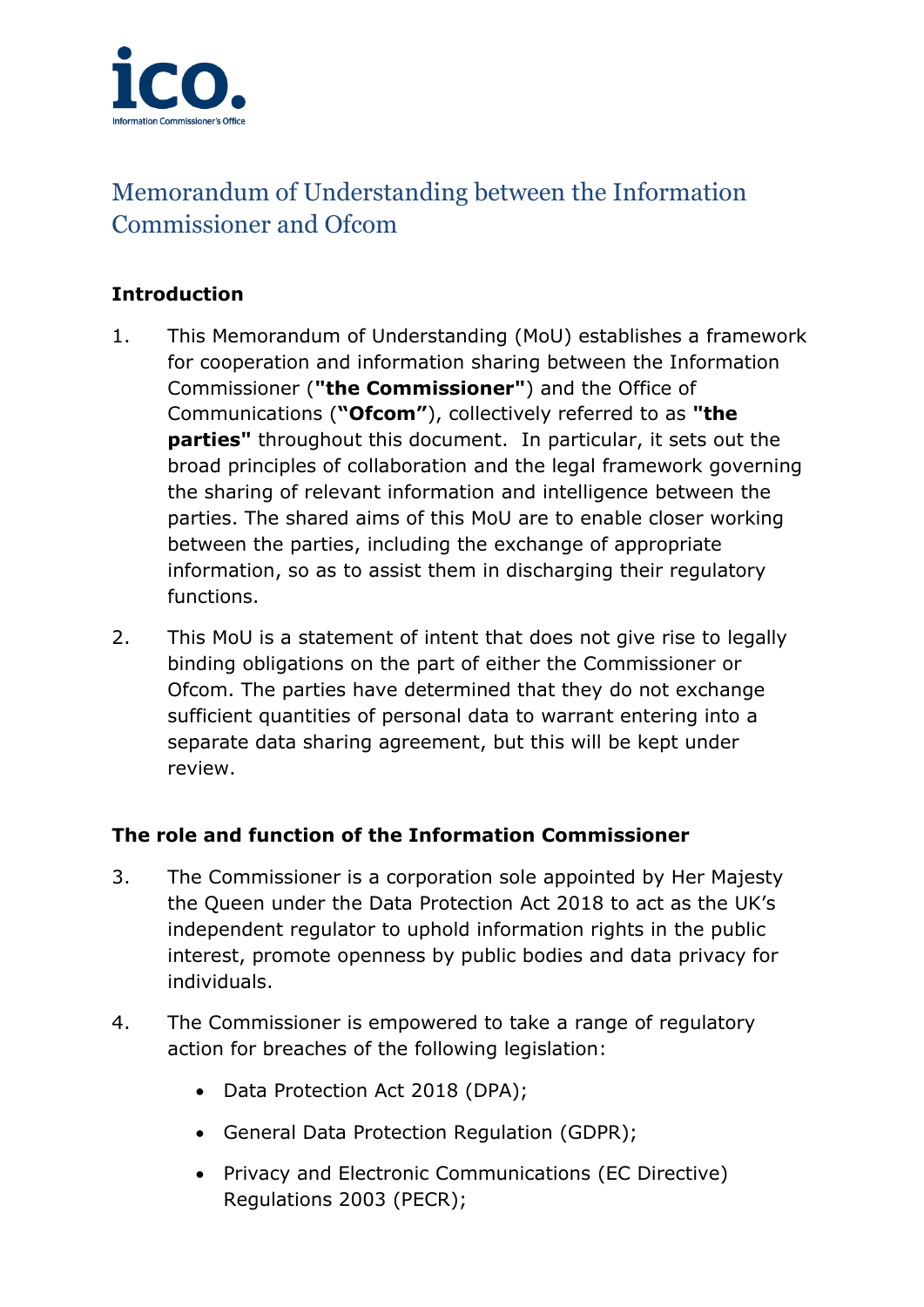# Memorandum of Understanding between the Information Commissioner and Ofcom

## Introduction

1. This Memorandum of Understanding (MoU) establishes a framework for cooperation and information sharing between the Information Commissioner (**"the Commissioner"**) and the Office of Communications (**"Ofcom"**), collectively referred to as **"the parties"** throughout this document. In particular, it sets out the broad principles of collaboration and the legal framework governing the sharing of relevant information and intelligence between the parties. The shared aims of this MoU are to enable closer working between the parties, including the exchange of appropriate information, so as to assist them in discharging their regulatory functions.

2. This MoU is a statement of intent that does not give rise to legally binding obligations on the part of either the Commissioner or Ofcom. The parties have determined that they do not exchange sufficient quantities of personal data to warrant entering into a separate data sharing agreement, but this will be kept under review.

## The role and function of the Information Commissioner

3. The Commissioner is a corporation sole appointed by Her Majesty the Queen under the Data Protection Act 2018 to act as the UK's independent regulator to uphold information rights in the public interest, promote openness by public bodies and data privacy for individuals.

4. The Commissioner is empowered to take a range of regulatory action for breaches of the following legislation:

   - Data Protection Act 2018 (DPA);
   - General Data Protection Regulation (GDPR);
   - Privacy and Electronic Communications (EC Directive) Regulations 2003 (PECR);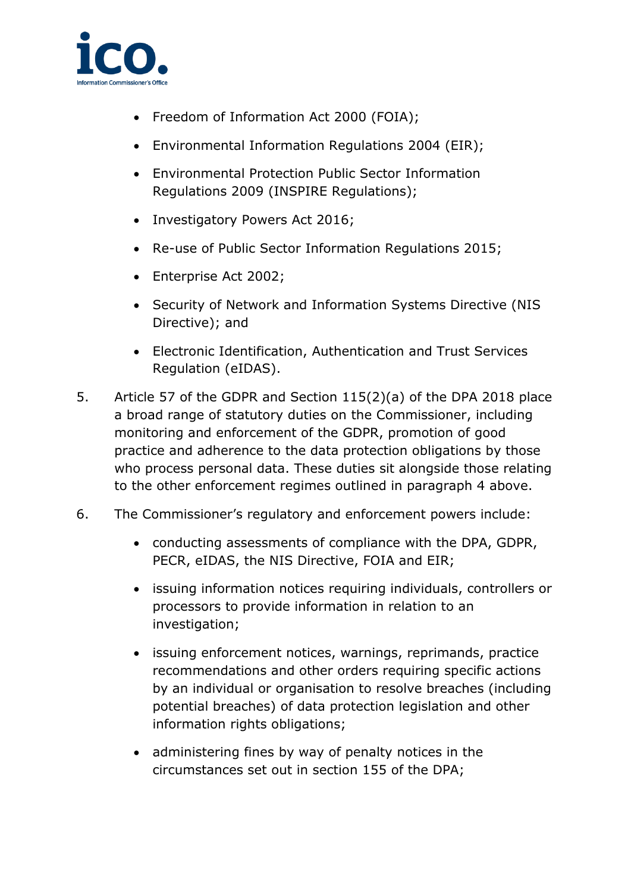- Freedom of Information Act 2000 (FOIA);
- Environmental Information Regulations 2004 (EIR);
- Environmental Protection Public Sector Information Regulations 2009 (INSPIRE Regulations);
- Investigatory Powers Act 2016;
- Re-use of Public Sector Information Regulations 2015;
- Enterprise Act 2002;
- Security of Network and Information Systems Directive (NIS Directive); and
- Electronic Identification, Authentication and Trust Services Regulation (eIDAS).

5. Article 57 of the GDPR and Section 115(2)(a) of the DPA 2018 place a broad range of statutory duties on the Commissioner, including monitoring and enforcement of the GDPR, promotion of good practice and adherence to the data protection obligations by those who process personal data. These duties sit alongside those relating to the other enforcement regimes outlined in paragraph 4 above.

6. The Commissioner's regulatory and enforcement powers include:

   - conducting assessments of compliance with the DPA, GDPR, PECR, eIDAS, the NIS Directive, FOIA and EIR;
   - issuing information notices requiring individuals, controllers or processors to provide information in relation to an investigation;
   - issuing enforcement notices, warnings, reprimands, practice recommendations and other orders requiring specific actions by an individual or organisation to resolve breaches (including potential breaches) of data protection legislation and other information rights obligations;
   - administering fines by way of penalty notices in the circumstances set out in section 155 of the DPA;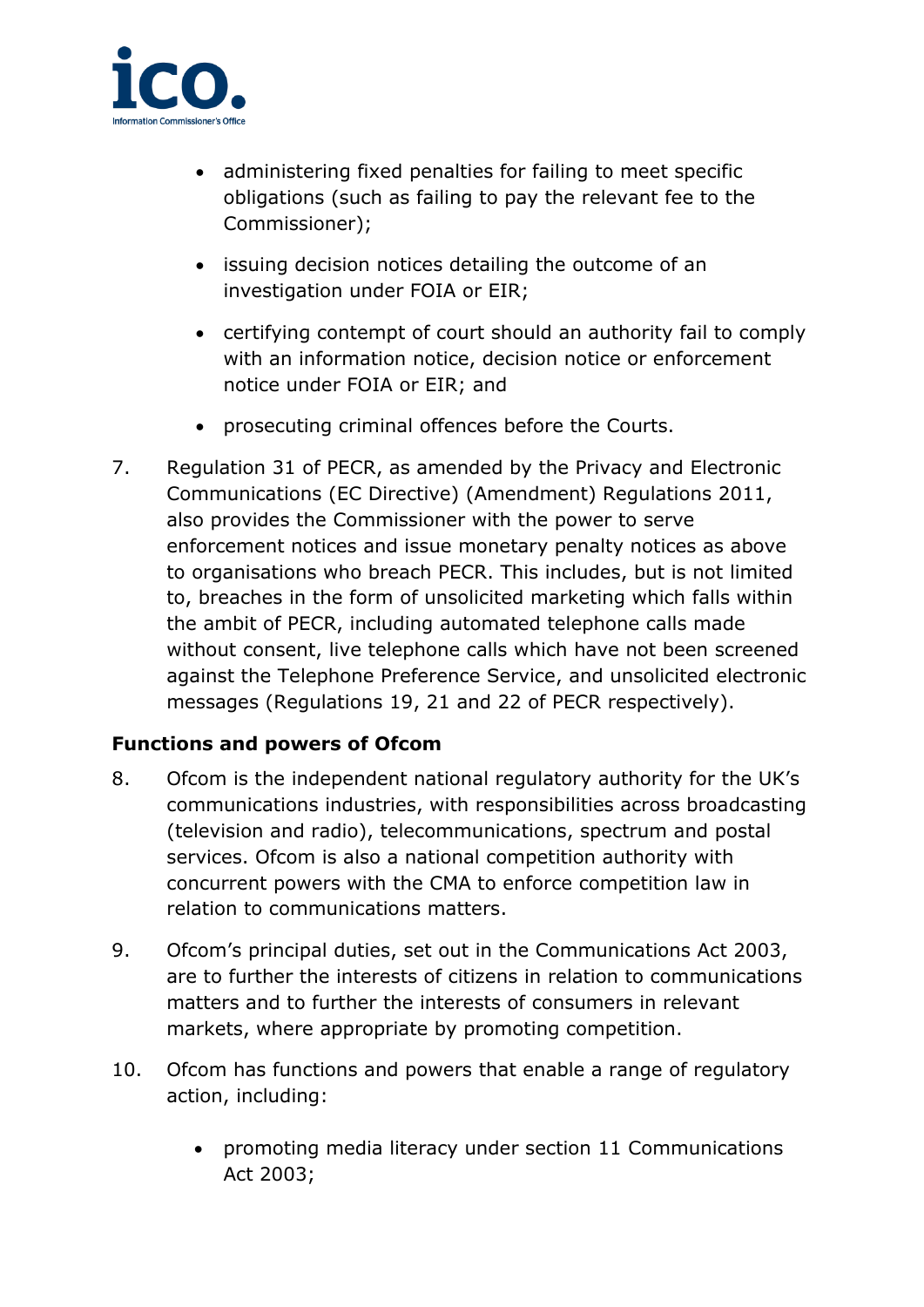- administering fixed penalties for failing to meet specific obligations (such as failing to pay the relevant fee to the Commissioner);
- issuing decision notices detailing the outcome of an investigation under FOIA or EIR;
- certifying contempt of court should an authority fail to comply with an information notice, decision notice or enforcement notice under FOIA or EIR; and
- prosecuting criminal offences before the Courts.

7. Regulation 31 of PECR, as amended by the Privacy and Electronic Communications (EC Directive) (Amendment) Regulations 2011, also provides the Commissioner with the power to serve enforcement notices and issue monetary penalty notices as above to organisations who breach PECR. This includes, but is not limited to, breaches in the form of unsolicited marketing which falls within the ambit of PECR, including automated telephone calls made without consent, live telephone calls which have not been screened against the Telephone Preference Service, and unsolicited electronic messages (Regulations 19, 21 and 22 of PECR respectively).

**Functions and powers of Ofcom**

8. Ofcom is the independent national regulatory authority for the UK's communications industries, with responsibilities across broadcasting (television and radio), telecommunications, spectrum and postal services. Ofcom is also a national competition authority with concurrent powers with the CMA to enforce competition law in relation to communications matters.

9. Ofcom's principal duties, set out in the Communications Act 2003, are to further the interests of citizens in relation to communications matters and to further the interests of consumers in relevant markets, where appropriate by promoting competition.

10. Ofcom has functions and powers that enable a range of regulatory action, including:

    - promoting media literacy under section 11 Communications Act 2003;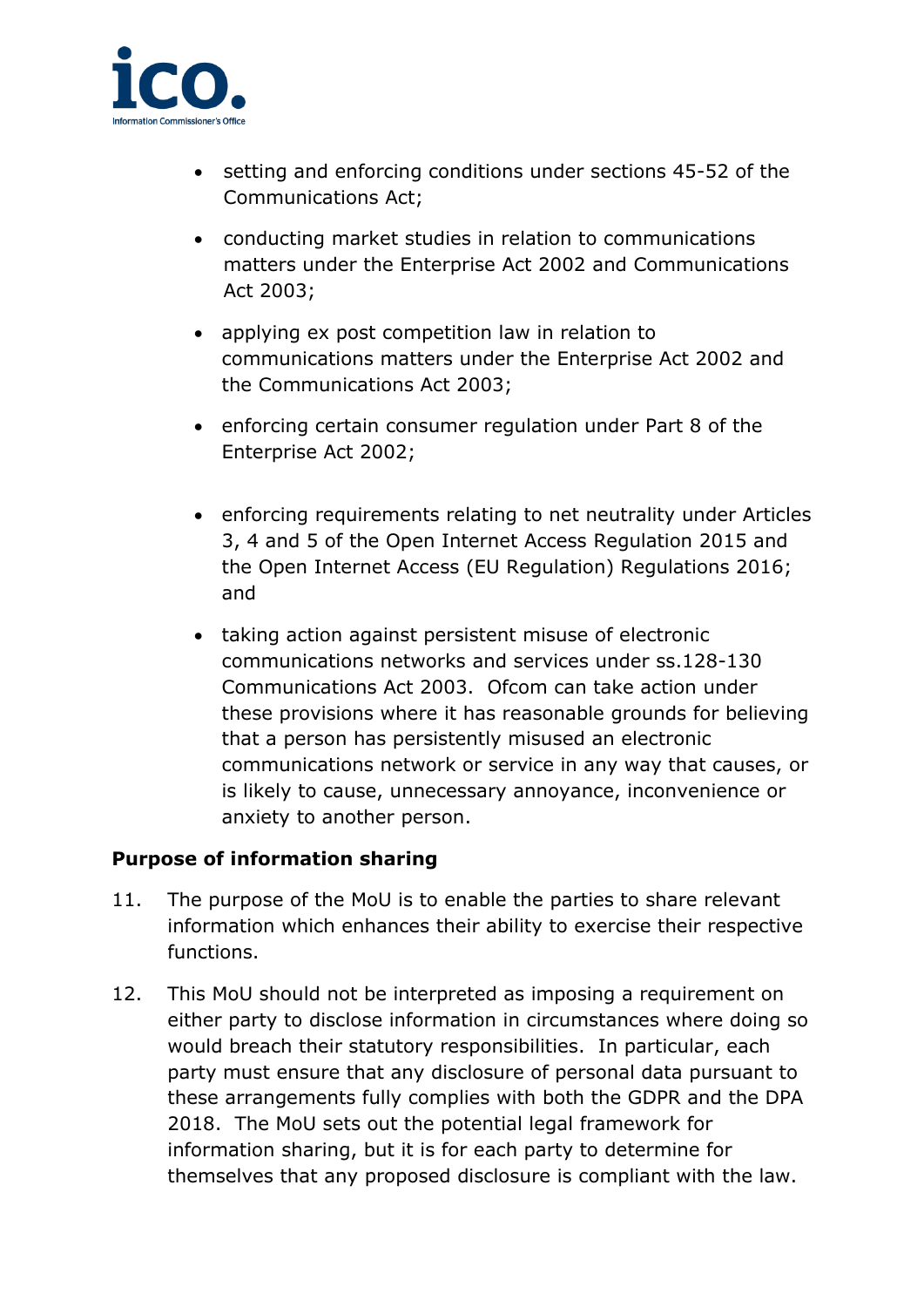- setting and enforcing conditions under sections 45-52 of the Communications Act;
- conducting market studies in relation to communications matters under the Enterprise Act 2002 and Communications Act 2003;
- applying ex post competition law in relation to communications matters under the Enterprise Act 2002 and the Communications Act 2003;
- enforcing certain consumer regulation under Part 8 of the Enterprise Act 2002;
- enforcing requirements relating to net neutrality under Articles 3, 4 and 5 of the Open Internet Access Regulation 2015 and the Open Internet Access (EU Regulation) Regulations 2016; and
- taking action against persistent misuse of electronic communications networks and services under ss.128-130 Communications Act 2003. Ofcom can take action under these provisions where it has reasonable grounds for believing that a person has persistently misused an electronic communications network or service in any way that causes, or is likely to cause, unnecessary annoyance, inconvenience or anxiety to another person.

**Purpose of information sharing**

11. The purpose of the MoU is to enable the parties to share relevant information which enhances their ability to exercise their respective functions.

12. This MoU should not be interpreted as imposing a requirement on either party to disclose information in circumstances where doing so would breach their statutory responsibilities. In particular, each party must ensure that any disclosure of personal data pursuant to these arrangements fully complies with both the GDPR and the DPA 2018. The MoU sets out the potential legal framework for information sharing, but it is for each party to determine for themselves that any proposed disclosure is compliant with the law.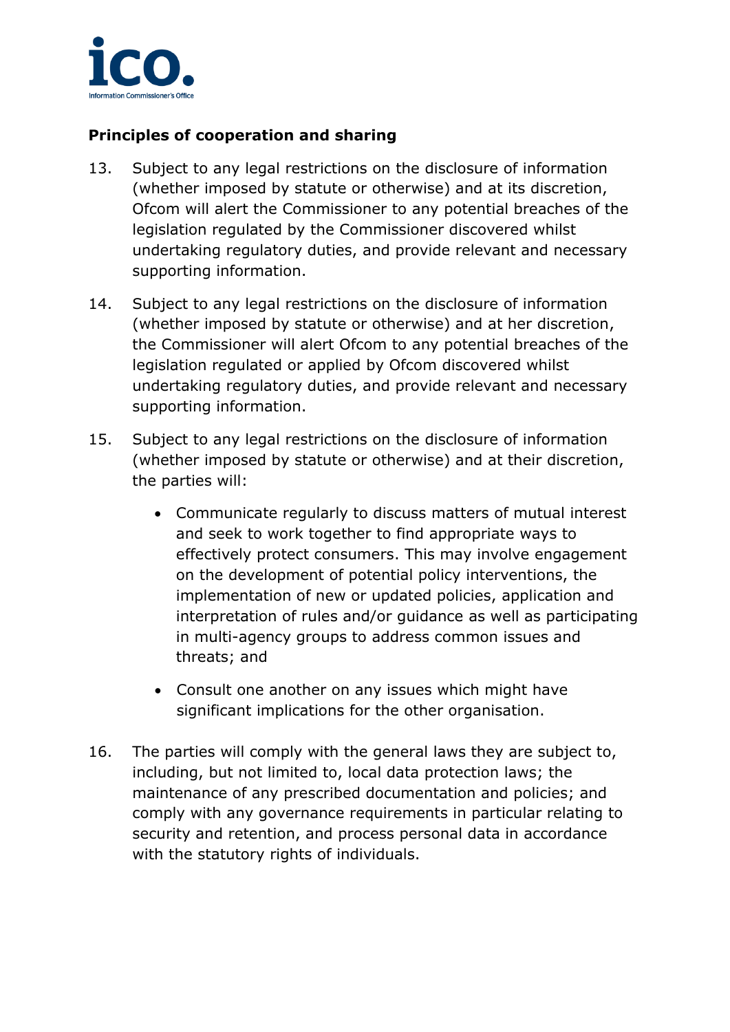**Principles of cooperation and sharing**

13. Subject to any legal restrictions on the disclosure of information (whether imposed by statute or otherwise) and at its discretion, Ofcom will alert the Commissioner to any potential breaches of the legislation regulated by the Commissioner discovered whilst undertaking regulatory duties, and provide relevant and necessary supporting information.

14. Subject to any legal restrictions on the disclosure of information (whether imposed by statute or otherwise) and at her discretion, the Commissioner will alert Ofcom to any potential breaches of the legislation regulated or applied by Ofcom discovered whilst undertaking regulatory duties, and provide relevant and necessary supporting information.

15. Subject to any legal restrictions on the disclosure of information (whether imposed by statute or otherwise) and at their discretion, the parties will:

    - Communicate regularly to discuss matters of mutual interest and seek to work together to find appropriate ways to effectively protect consumers. This may involve engagement on the development of potential policy interventions, the implementation of new or updated policies, application and interpretation of rules and/or guidance as well as participating in multi-agency groups to address common issues and threats; and

    - Consult one another on any issues which might have significant implications for the other organisation.

16. The parties will comply with the general laws they are subject to, including, but not limited to, local data protection laws; the maintenance of any prescribed documentation and policies; and comply with any governance requirements in particular relating to security and retention, and process personal data in accordance with the statutory rights of individuals.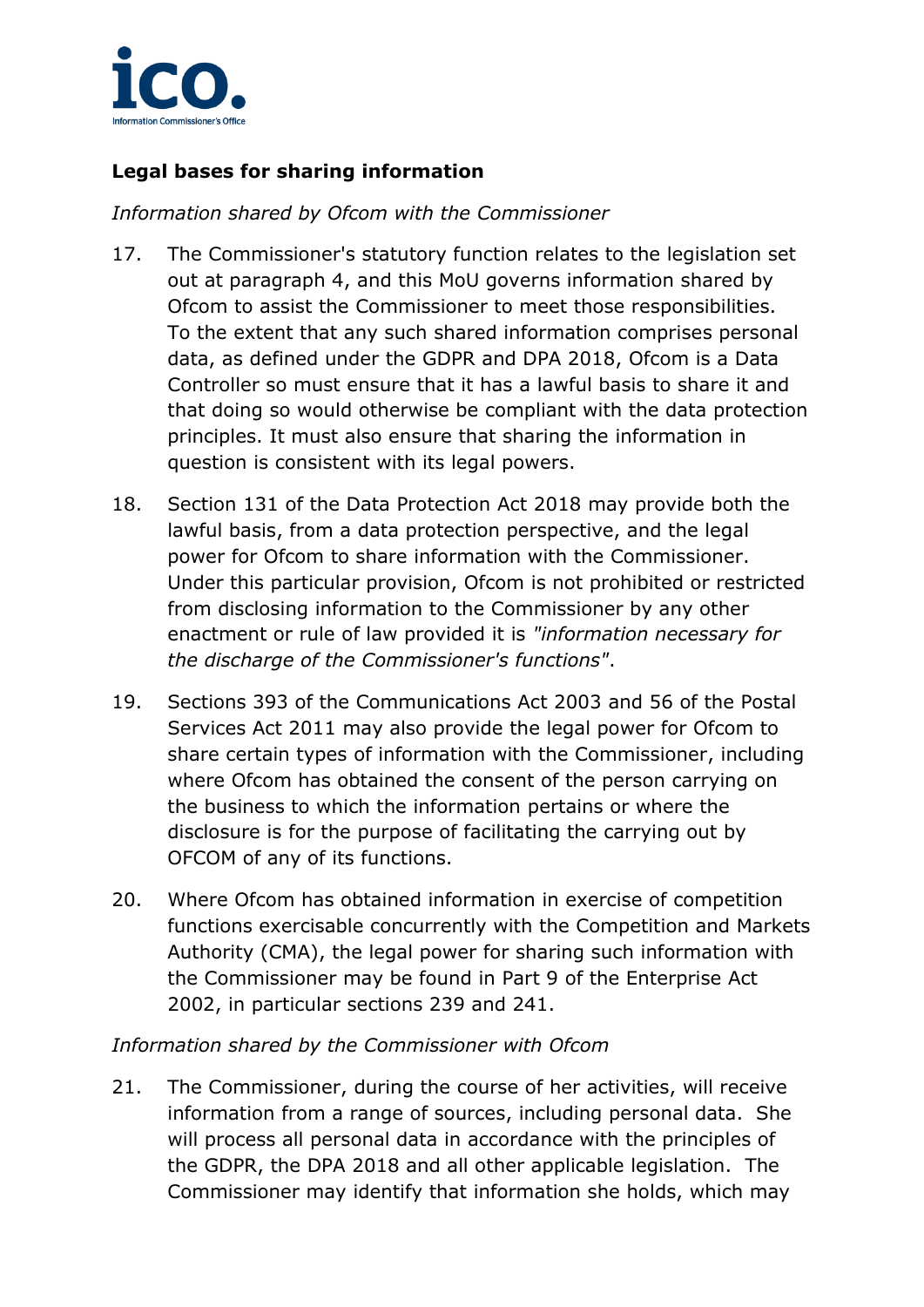## Legal bases for sharing information

*Information shared by Ofcom with the Commissioner*

17. The Commissioner's statutory function relates to the legislation set out at paragraph 4, and this MoU governs information shared by Ofcom to assist the Commissioner to meet those responsibilities. To the extent that any such shared information comprises personal data, as defined under the GDPR and DPA 2018, Ofcom is a Data Controller so must ensure that it has a lawful basis to share it and that doing so would otherwise be compliant with the data protection principles. It must also ensure that sharing the information in question is consistent with its legal powers.

18. Section 131 of the Data Protection Act 2018 may provide both the lawful basis, from a data protection perspective, and the legal power for Ofcom to share information with the Commissioner. Under this particular provision, Ofcom is not prohibited or restricted from disclosing information to the Commissioner by any other enactment or rule of law provided it is *"information necessary for the discharge of the Commissioner's functions"*.

19. Sections 393 of the Communications Act 2003 and 56 of the Postal Services Act 2011 may also provide the legal power for Ofcom to share certain types of information with the Commissioner, including where Ofcom has obtained the consent of the person carrying on the business to which the information pertains or where the disclosure is for the purpose of facilitating the carrying out by OFCOM of any of its functions.

20. Where Ofcom has obtained information in exercise of competition functions exercisable concurrently with the Competition and Markets Authority (CMA), the legal power for sharing such information with the Commissioner may be found in Part 9 of the Enterprise Act 2002, in particular sections 239 and 241.

*Information shared by the Commissioner with Ofcom*

21. The Commissioner, during the course of her activities, will receive information from a range of sources, including personal data. She will process all personal data in accordance with the principles of the GDPR, the DPA 2018 and all other applicable legislation. The Commissioner may identify that information she holds, which may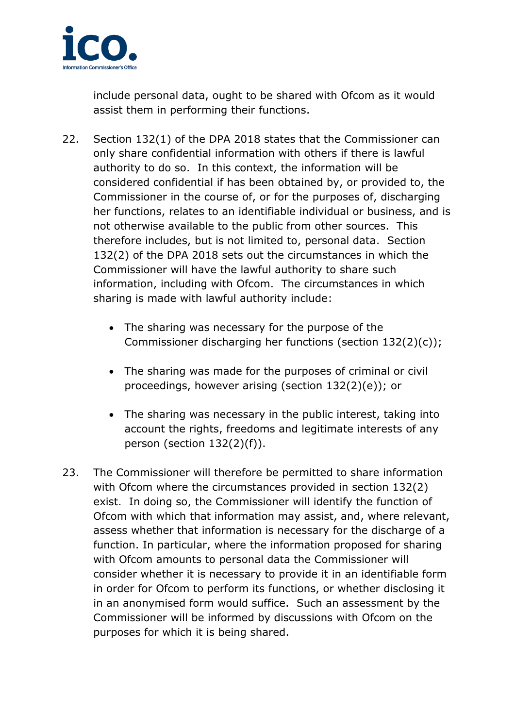include personal data, ought to be shared with Ofcom as it would assist them in performing their functions.

22. Section 132(1) of the DPA 2018 states that the Commissioner can only share confidential information with others if there is lawful authority to do so. In this context, the information will be considered confidential if has been obtained by, or provided to, the Commissioner in the course of, or for the purposes of, discharging her functions, relates to an identifiable individual or business, and is not otherwise available to the public from other sources. This therefore includes, but is not limited to, personal data. Section 132(2) of the DPA 2018 sets out the circumstances in which the Commissioner will have the lawful authority to share such information, including with Ofcom. The circumstances in which sharing is made with lawful authority include:

   - The sharing was necessary for the purpose of the Commissioner discharging her functions (section 132(2)(c));

   - The sharing was made for the purposes of criminal or civil proceedings, however arising (section 132(2)(e)); or

   - The sharing was necessary in the public interest, taking into account the rights, freedoms and legitimate interests of any person (section 132(2)(f)).

23. The Commissioner will therefore be permitted to share information with Ofcom where the circumstances provided in section 132(2) exist. In doing so, the Commissioner will identify the function of Ofcom with which that information may assist, and, where relevant, assess whether that information is necessary for the discharge of a function. In particular, where the information proposed for sharing with Ofcom amounts to personal data the Commissioner will consider whether it is necessary to provide it in an identifiable form in order for Ofcom to perform its functions, or whether disclosing it in an anonymised form would suffice. Such an assessment by the Commissioner will be informed by discussions with Ofcom on the purposes for which it is being shared.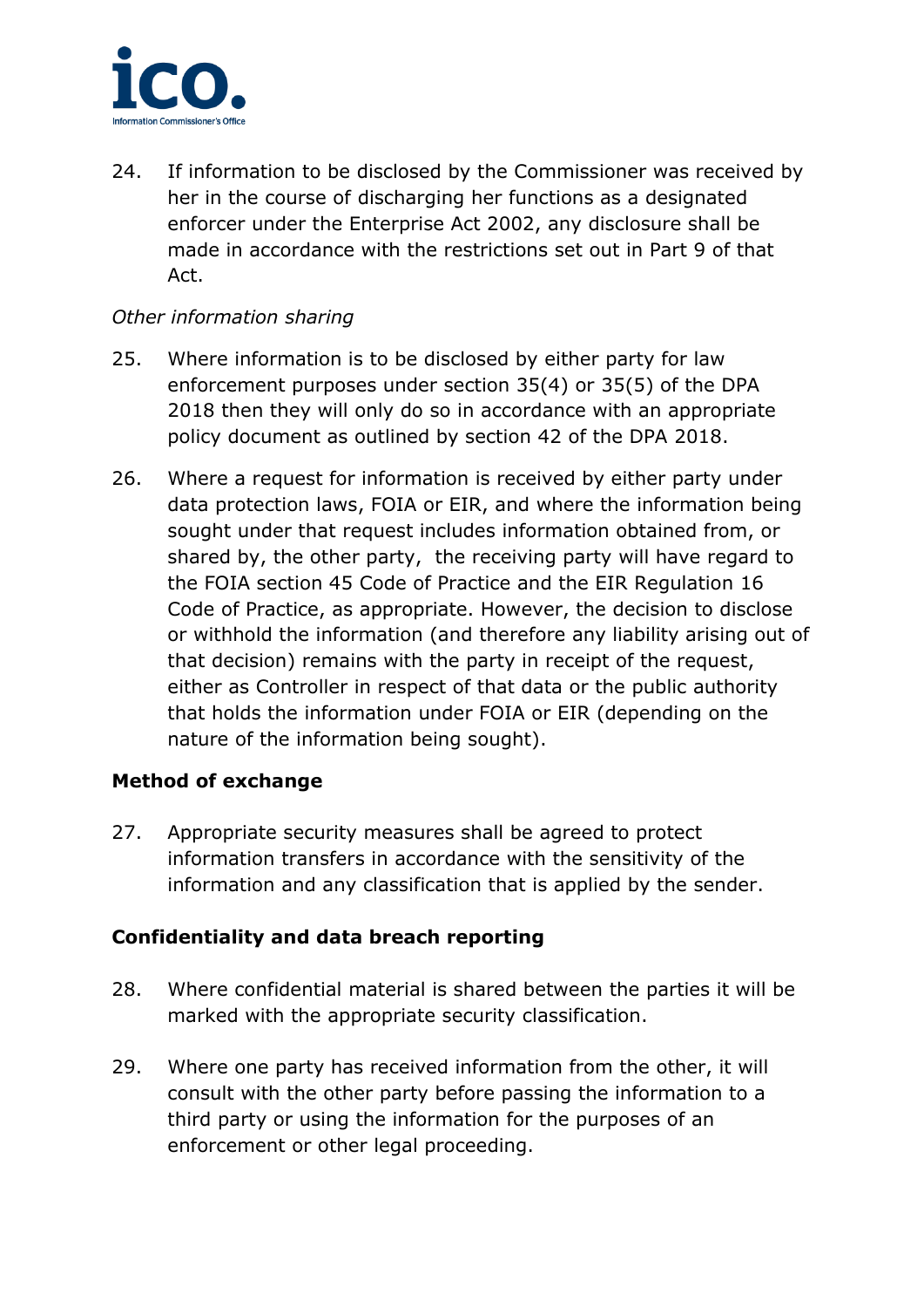24. If information to be disclosed by the Commissioner was received by her in the course of discharging her functions as a designated enforcer under the Enterprise Act 2002, any disclosure shall be made in accordance with the restrictions set out in Part 9 of that Act.

*Other information sharing*

25. Where information is to be disclosed by either party for law enforcement purposes under section 35(4) or 35(5) of the DPA 2018 then they will only do so in accordance with an appropriate policy document as outlined by section 42 of the DPA 2018.

26. Where a request for information is received by either party under data protection laws, FOIA or EIR, and where the information being sought under that request includes information obtained from, or shared by, the other party, the receiving party will have regard to the FOIA section 45 Code of Practice and the EIR Regulation 16 Code of Practice, as appropriate. However, the decision to disclose or withhold the information (and therefore any liability arising out of that decision) remains with the party in receipt of the request, either as Controller in respect of that data or the public authority that holds the information under FOIA or EIR (depending on the nature of the information being sought).

**Method of exchange**

27. Appropriate security measures shall be agreed to protect information transfers in accordance with the sensitivity of the information and any classification that is applied by the sender.

**Confidentiality and data breach reporting**

28. Where confidential material is shared between the parties it will be marked with the appropriate security classification.

29. Where one party has received information from the other, it will consult with the other party before passing the information to a third party or using the information for the purposes of an enforcement or other legal proceeding.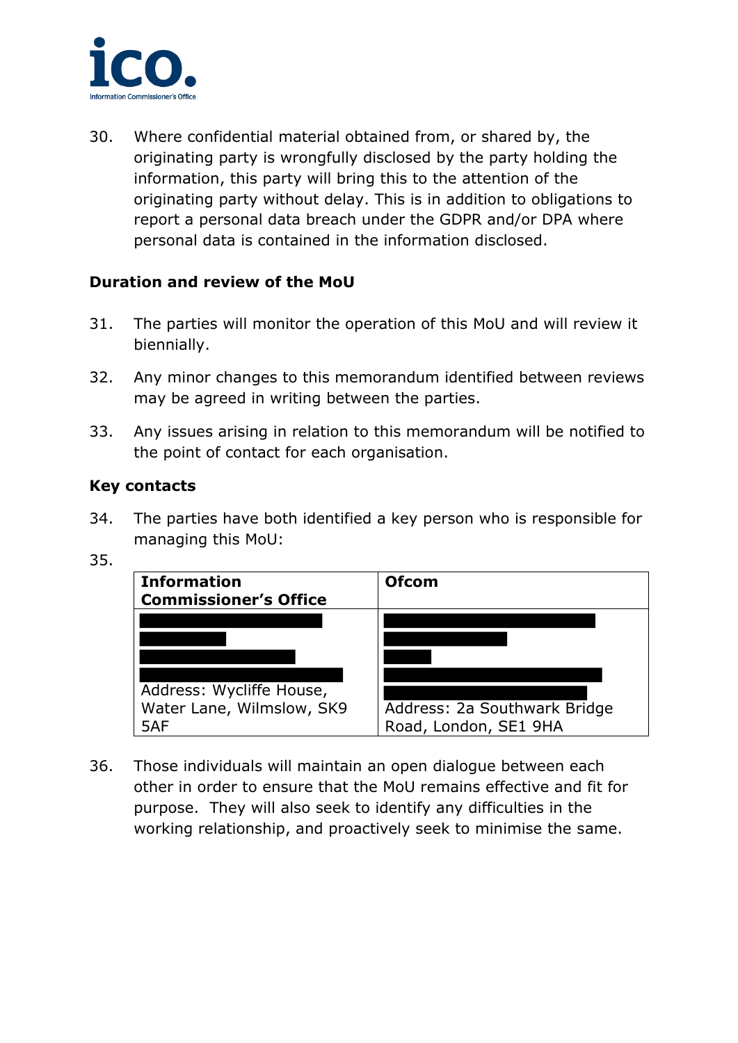30. Where confidential material obtained from, or shared by, the originating party is wrongfully disclosed by the party holding the information, this party will bring this to the attention of the originating party without delay. This is in addition to obligations to report a personal data breach under the GDPR and/or DPA where personal data is contained in the information disclosed.

## Duration and review of the MoU

31. The parties will monitor the operation of this MoU and will review it biennially.

32. Any minor changes to this memorandum identified between reviews may be agreed in writing between the parties.

33. Any issues arising in relation to this memorandum will be notified to the point of contact for each organisation.

## Key contacts

34. The parties have both identified a key person who is responsible for managing this MoU:

35.

| Information Commissioner's Office | Ofcom |
|---|---|
| Address: Wycliffe House, Water Lane, Wilmslow, SK9 5AF | Address: 2a Southwark Bridge Road, London, SE1 9HA |

36. Those individuals will maintain an open dialogue between each other in order to ensure that the MoU remains effective and fit for purpose. They will also seek to identify any difficulties in the working relationship, and proactively seek to minimise the same.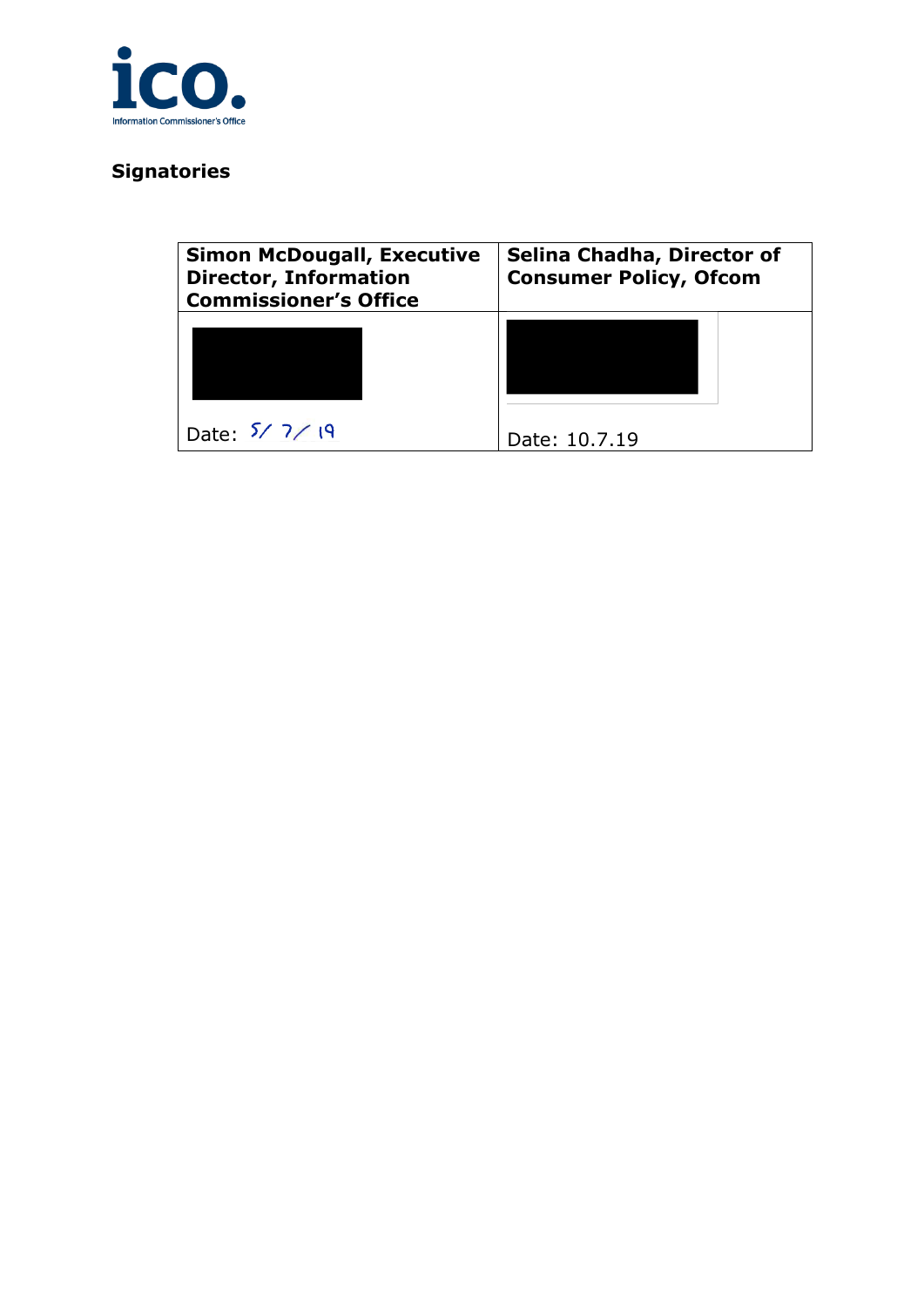## Signatories

| Simon McDougall, Executive Director, Information Commissioner's Office | Selina Chadha, Director of Consumer Policy, Ofcom |
|---|---|
| Date: 5/ 7/ 19 | Date: 10.7.19 |